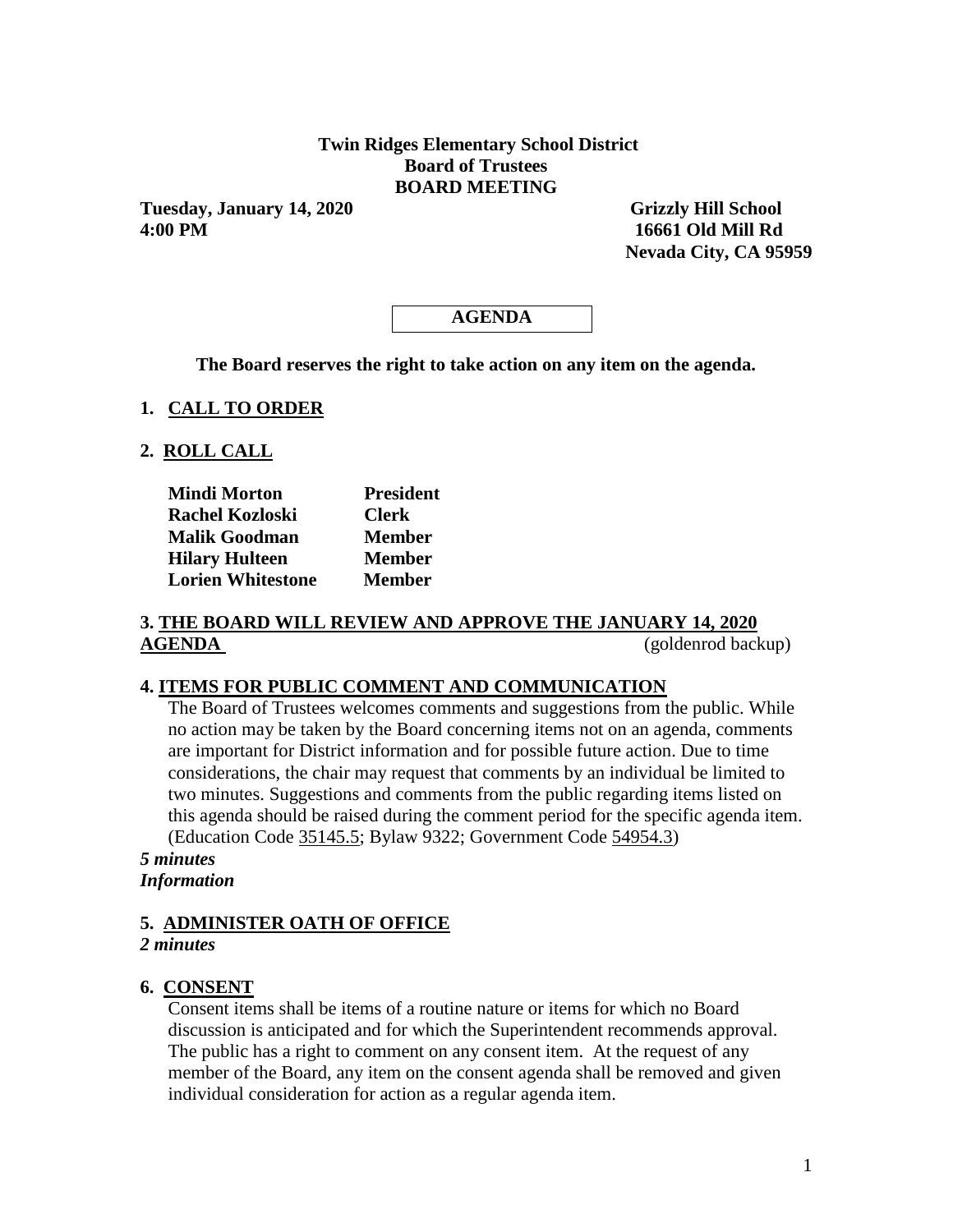**Twin Ridges Elementary School District**
**Board of Trustees**
**BOARD MEETING**

**Tuesday, January 14, 2020**
**4:00 PM**

**Grizzly Hill School**
**16661 Old Mill Rd**
**Nevada City, CA 95959**

# AGENDA

**The Board reserves the right to take action on any item on the agenda.**

## 1. CALL TO ORDER

## 2. ROLL CALL

| | |
|---|---|
| **Mindi Morton** | **President** |
| **Rachel Kozloski** | **Clerk** |
| **Malik Goodman** | **Member** |
| **Hilary Hulteen** | **Member** |
| **Lorien Whitestone** | **Member** |

## 3. THE BOARD WILL REVIEW AND APPROVE THE JANUARY 14, 2020 AGENDA

(goldenrod backup)

## 4. ITEMS FOR PUBLIC COMMENT AND COMMUNICATION

The Board of Trustees welcomes comments and suggestions from the public. While no action may be taken by the Board concerning items not on an agenda, comments are important for District information and for possible future action. Due to time considerations, the chair may request that comments by an individual be limited to two minutes. Suggestions and comments from the public regarding items listed on this agenda should be raised during the comment period for the specific agenda item. (Education Code 35145.5; Bylaw 9322; Government Code 54954.3)

***5 minutes***
***Information***

## 5. ADMINISTER OATH OF OFFICE

***2 minutes***

## 6. CONSENT

Consent items shall be items of a routine nature or items for which no Board discussion is anticipated and for which the Superintendent recommends approval. The public has a right to comment on any consent item. At the request of any member of the Board, any item on the consent agenda shall be removed and given individual consideration for action as a regular agenda item.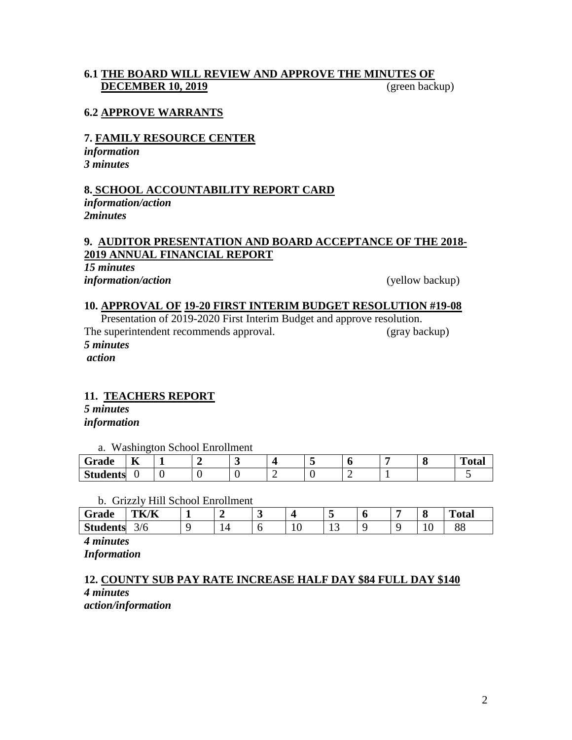**6.1 THE BOARD WILL REVIEW AND APPROVE THE MINUTES OF DECEMBER 10, 2019** (green backup)

**6.2 APPROVE WARRANTS**

**7. FAMILY RESOURCE CENTER**
***information***
***3 minutes***

**8. SCHOOL ACCOUNTABILITY REPORT CARD**
***information/action***
***2minutes***

**9. AUDITOR PRESENTATION AND BOARD ACCEPTANCE OF THE 2018-2019 ANNUAL FINANCIAL REPORT**
***15 minutes***
***information/action*** (yellow backup)

**10. APPROVAL OF 19-20 FIRST INTERIM BUDGET RESOLUTION #19-08**
Presentation of 2019-2020 First Interim Budget and approve resolution.
The superintendent recommends approval. (gray backup)
***5 minutes***
***action***

**11. TEACHERS REPORT**
***5 minutes***
***information***

a. Washington School Enrollment

| Grade | K | 1 | 2 | 3 | 4 | 5 | 6 | 7 | 8 | Total |
|---|---|---|---|---|---|---|---|---|---|---|
| Students | 0 | 0 | 0 | 0 | 2 | 0 | 2 | 1 | | 5 |

b. Grizzly Hill School Enrollment

| Grade | TK/K | 1 | 2 | 3 | 4 | 5 | 6 | 7 | 8 | Total |
|---|---|---|---|---|---|---|---|---|---|---|
| Students | 3/6 | 9 | 14 | 6 | 10 | 13 | 9 | 9 | 10 | 88 |

***4 minutes***
***Information***

**12. COUNTY SUB PAY RATE INCREASE HALF DAY $84 FULL DAY $140**
***4 minutes***
***action/information***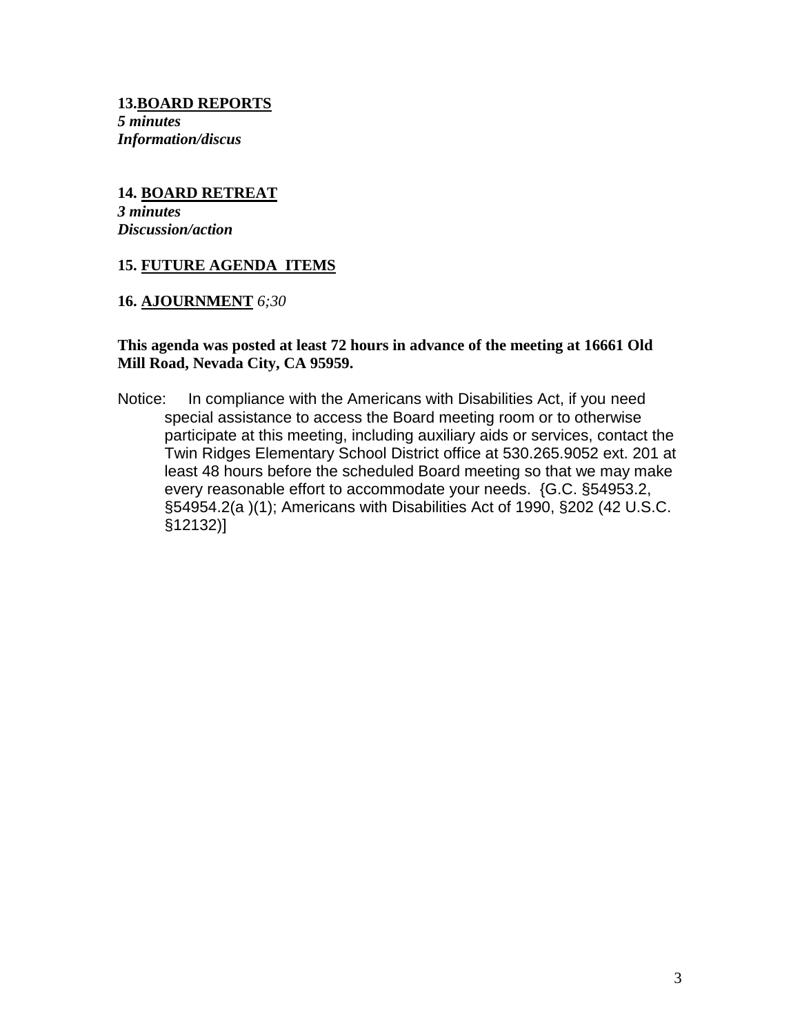**13.** **<u>BOARD REPORTS</u>**
***5 minutes***
***Information/discus***

**14.** **<u>BOARD RETREAT</u>**
***3 minutes***
***Discussion/action***

**15.** **<u>FUTURE AGENDA ITEMS</u>**

**16.** **<u>AJOURNMENT</u>** *6;30*

**This agenda was posted at least 72 hours in advance of the meeting at 16661 Old Mill Road, Nevada City, CA 95959.**

Notice: In compliance with the Americans with Disabilities Act, if you need special assistance to access the Board meeting room or to otherwise participate at this meeting, including auxiliary aids or services, contact the Twin Ridges Elementary School District office at 530.265.9052 ext. 201 at least 48 hours before the scheduled Board meeting so that we may make every reasonable effort to accommodate your needs. {G.C. §54953.2, §54954.2(a )(1); Americans with Disabilities Act of 1990, §202 (42 U.S.C. §12132)]